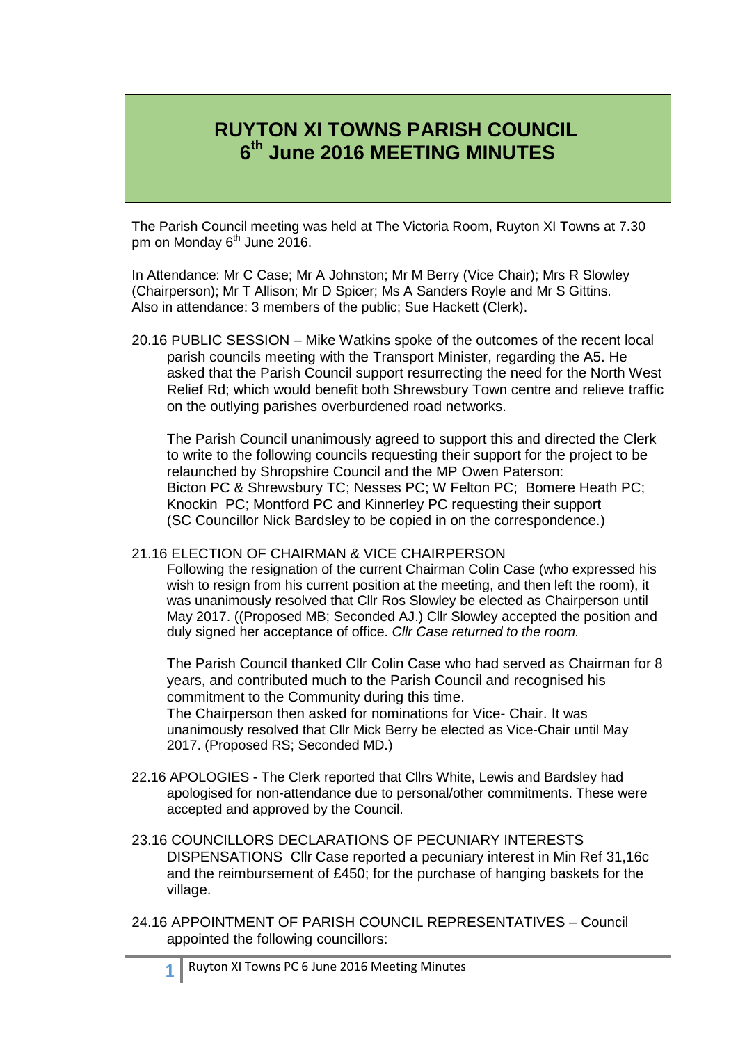# RUYTON XI TOWNS PARISH COUNCIL
# 6th June 2016 MEETING MINUTES

The Parish Council meeting was held at The Victoria Room, Ruyton XI Towns at 7.30 pm on Monday 6th June 2016.

In Attendance: Mr C Case; Mr A Johnston; Mr M Berry (Vice Chair); Mrs R Slowley (Chairperson); Mr T Allison; Mr D Spicer; Ms A Sanders Royle and Mr S Gittins.
Also in attendance: 3 members of the public; Sue Hackett (Clerk).

20.16 PUBLIC SESSION – Mike Watkins spoke of the outcomes of the recent local parish councils meeting with the Transport Minister, regarding the A5. He asked that the Parish Council support resurrecting the need for the North West Relief Rd; which would benefit both Shrewsbury Town centre and relieve traffic on the outlying parishes overburdened road networks.

The Parish Council unanimously agreed to support this and directed the Clerk to write to the following councils requesting their support for the project to be relaunched by Shropshire Council and the MP Owen Paterson:
Bicton PC & Shrewsbury TC; Nesses PC; W Felton PC; Bomere Heath PC; Knockin PC; Montford PC and Kinnerley PC requesting their support
(SC Councillor Nick Bardsley to be copied in on the correspondence.)

21.16 ELECTION OF CHAIRMAN & VICE CHAIRPERSON
Following the resignation of the current Chairman Colin Case (who expressed his wish to resign from his current position at the meeting, and then left the room), it was unanimously resolved that Cllr Ros Slowley be elected as Chairperson until May 2017. ((Proposed MB; Seconded AJ.) Cllr Slowley accepted the position and duly signed her acceptance of office. *Cllr Case returned to the room.*

The Parish Council thanked Cllr Colin Case who had served as Chairman for 8 years, and contributed much to the Parish Council and recognised his commitment to the Community during this time.
The Chairperson then asked for nominations for Vice- Chair. It was unanimously resolved that Cllr Mick Berry be elected as Vice-Chair until May 2017. (Proposed RS; Seconded MD.)

22.16 APOLOGIES - The Clerk reported that Cllrs White, Lewis and Bardsley had apologised for non-attendance due to personal/other commitments. These were accepted and approved by the Council.

23.16 COUNCILLORS DECLARATIONS OF PECUNIARY INTERESTS DISPENSATIONS Cllr Case reported a pecuniary interest in Min Ref 31,16c and the reimbursement of £450; for the purchase of hanging baskets for the village.

24.16 APPOINTMENT OF PARISH COUNCIL REPRESENTATIVES – Council appointed the following councillors: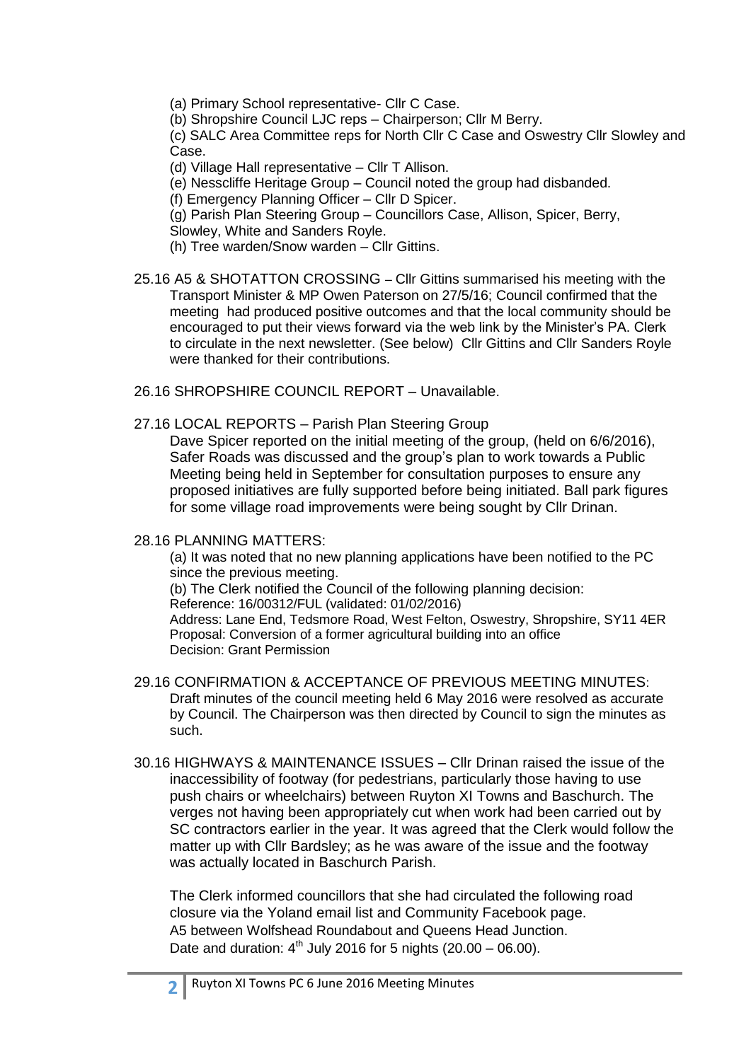(a) Primary School representative- Cllr C Case.

(b) Shropshire Council LJC reps – Chairperson; Cllr M Berry.

(c) SALC Area Committee reps for North Cllr C Case and Oswestry Cllr Slowley and Case.

(d) Village Hall representative – Cllr T Allison.

(e) Nesscliffe Heritage Group – Council noted the group had disbanded.

(f) Emergency Planning Officer – Cllr D Spicer.

(g) Parish Plan Steering Group – Councillors Case, Allison, Spicer, Berry, Slowley, White and Sanders Royle.

(h) Tree warden/Snow warden – Cllr Gittins.

25.16 A5 & SHOTATTON CROSSING – Cllr Gittins summarised his meeting with the Transport Minister & MP Owen Paterson on 27/5/16; Council confirmed that the meeting had produced positive outcomes and that the local community should be encouraged to put their views forward via the web link by the Minister's PA. Clerk to circulate in the next newsletter. (See below) Cllr Gittins and Cllr Sanders Royle were thanked for their contributions.

26.16 SHROPSHIRE COUNCIL REPORT – Unavailable.

27.16 LOCAL REPORTS – Parish Plan Steering Group

Dave Spicer reported on the initial meeting of the group, (held on 6/6/2016), Safer Roads was discussed and the group's plan to work towards a Public Meeting being held in September for consultation purposes to ensure any proposed initiatives are fully supported before being initiated. Ball park figures for some village road improvements were being sought by Cllr Drinan.

28.16 PLANNING MATTERS:

(a) It was noted that no new planning applications have been notified to the PC since the previous meeting.

(b) The Clerk notified the Council of the following planning decision:
Reference: 16/00312/FUL (validated: 01/02/2016)
Address: Lane End, Tedsmore Road, West Felton, Oswestry, Shropshire, SY11 4ER
Proposal: Conversion of a former agricultural building into an office
Decision: Grant Permission

29.16 CONFIRMATION & ACCEPTANCE OF PREVIOUS MEETING MINUTES:
Draft minutes of the council meeting held 6 May 2016 were resolved as accurate by Council. The Chairperson was then directed by Council to sign the minutes as such.

30.16 HIGHWAYS & MAINTENANCE ISSUES – Cllr Drinan raised the issue of the inaccessibility of footway (for pedestrians, particularly those having to use push chairs or wheelchairs) between Ruyton XI Towns and Baschurch. The verges not having been appropriately cut when work had been carried out by SC contractors earlier in the year. It was agreed that the Clerk would follow the matter up with Cllr Bardsley; as he was aware of the issue and the footway was actually located in Baschurch Parish.

The Clerk informed councillors that she had circulated the following road closure via the Yoland email list and Community Facebook page.
A5 between Wolfshead Roundabout and Queens Head Junction.
Date and duration: 4th July 2016 for 5 nights (20.00 – 06.00).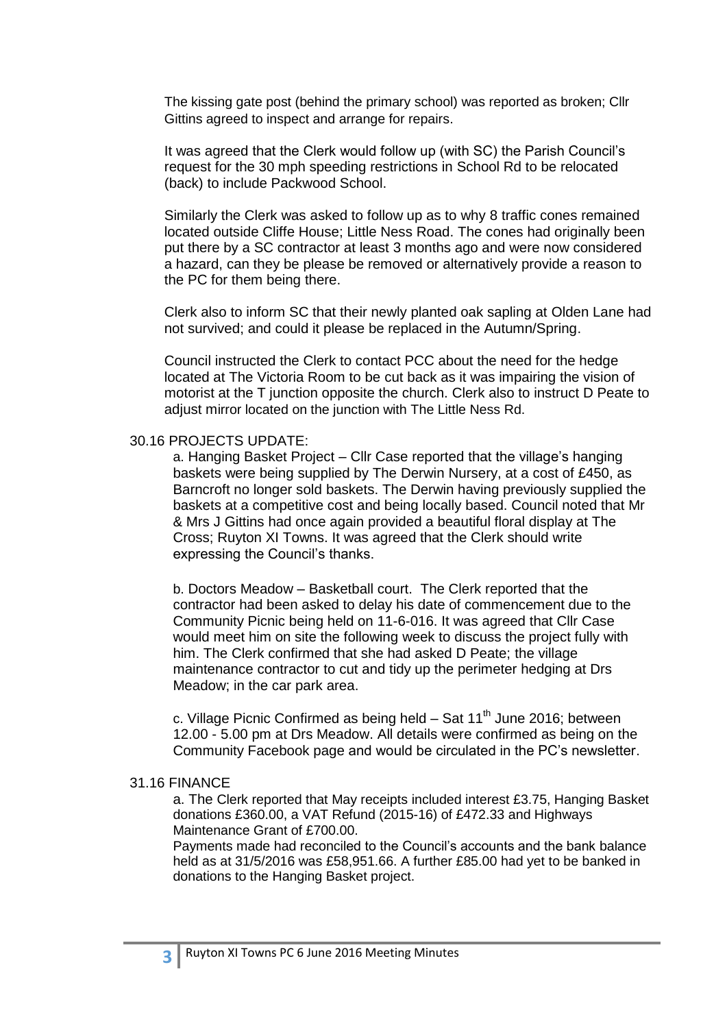The kissing gate post (behind the primary school) was reported as broken; Cllr Gittins agreed to inspect and arrange for repairs.

It was agreed that the Clerk would follow up (with SC) the Parish Council's request for the 30 mph speeding restrictions in School Rd to be relocated (back) to include Packwood School.

Similarly the Clerk was asked to follow up as to why 8 traffic cones remained located outside Cliffe House; Little Ness Road. The cones had originally been put there by a SC contractor at least 3 months ago and were now considered a hazard, can they be please be removed or alternatively provide a reason to the PC for them being there.

Clerk also to inform SC that their newly planted oak sapling at Olden Lane had not survived; and could it please be replaced in the Autumn/Spring.

Council instructed the Clerk to contact PCC about the need for the hedge located at The Victoria Room to be cut back as it was impairing the vision of motorist at the T junction opposite the church. Clerk also to instruct D Peate to adjust mirror located on the junction with The Little Ness Rd.

30.16 PROJECTS UPDATE:

a. Hanging Basket Project – Cllr Case reported that the village's hanging baskets were being supplied by The Derwin Nursery, at a cost of £450, as Barncroft no longer sold baskets. The Derwin having previously supplied the baskets at a competitive cost and being locally based. Council noted that Mr & Mrs J Gittins had once again provided a beautiful floral display at The Cross; Ruyton XI Towns. It was agreed that the Clerk should write expressing the Council's thanks.

b. Doctors Meadow – Basketball court. The Clerk reported that the contractor had been asked to delay his date of commencement due to the Community Picnic being held on 11-6-016. It was agreed that Cllr Case would meet him on site the following week to discuss the project fully with him. The Clerk confirmed that she had asked D Peate; the village maintenance contractor to cut and tidy up the perimeter hedging at Drs Meadow; in the car park area.

c. Village Picnic Confirmed as being held – Sat 11th June 2016; between 12.00 - 5.00 pm at Drs Meadow. All details were confirmed as being on the Community Facebook page and would be circulated in the PC's newsletter.

31.16 FINANCE

a. The Clerk reported that May receipts included interest £3.75, Hanging Basket donations £360.00, a VAT Refund (2015-16) of £472.33 and Highways Maintenance Grant of £700.00.
Payments made had reconciled to the Council's accounts and the bank balance held as at 31/5/2016 was £58,951.66. A further £85.00 had yet to be banked in donations to the Hanging Basket project.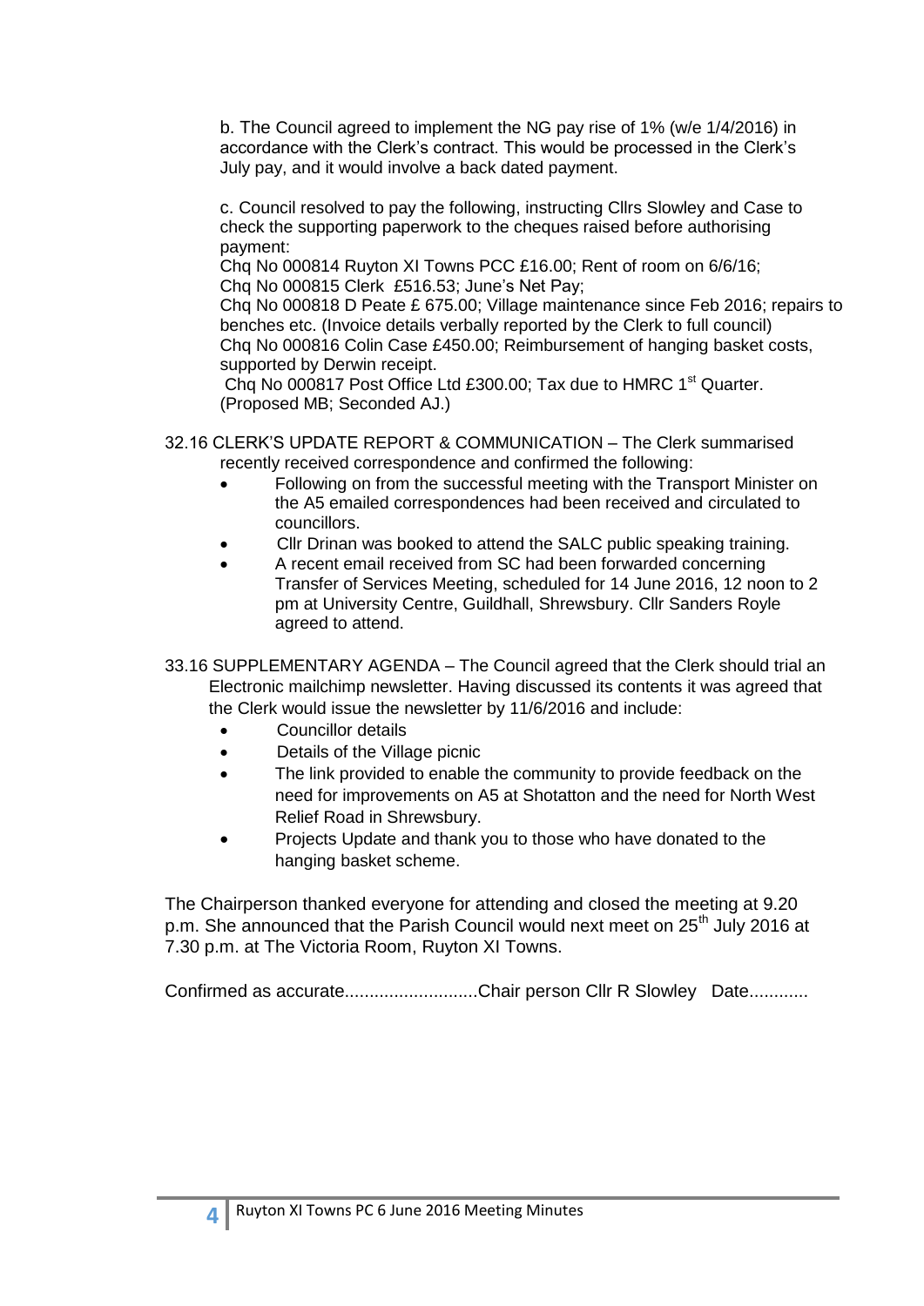b. The Council agreed to implement the NG pay rise of 1% (w/e 1/4/2016) in accordance with the Clerk's contract. This would be processed in the Clerk's July pay, and it would involve a back dated payment.

c. Council resolved to pay the following, instructing Cllrs Slowley and Case to check the supporting paperwork to the cheques raised before authorising payment:
Chq No 000814 Ruyton XI Towns PCC £16.00; Rent of room on 6/6/16;
Chq No 000815 Clerk £516.53; June's Net Pay;
Chq No 000818 D Peate £ 675.00; Village maintenance since Feb 2016; repairs to benches etc. (Invoice details verbally reported by the Clerk to full council)
Chq No 000816 Colin Case £450.00; Reimbursement of hanging basket costs, supported by Derwin receipt.
Chq No 000817 Post Office Ltd £300.00; Tax due to HMRC 1st Quarter.
(Proposed MB; Seconded AJ.)

32.16 CLERK'S UPDATE REPORT & COMMUNICATION – The Clerk summarised recently received correspondence and confirmed the following:

- Following on from the successful meeting with the Transport Minister on the A5 emailed correspondences had been received and circulated to councillors.
- Cllr Drinan was booked to attend the SALC public speaking training.
- A recent email received from SC had been forwarded concerning Transfer of Services Meeting, scheduled for 14 June 2016, 12 noon to 2 pm at University Centre, Guildhall, Shrewsbury. Cllr Sanders Royle agreed to attend.

33.16 SUPPLEMENTARY AGENDA – The Council agreed that the Clerk should trial an Electronic mailchimp newsletter. Having discussed its contents it was agreed that the Clerk would issue the newsletter by 11/6/2016 and include:

- Councillor details
- Details of the Village picnic
- The link provided to enable the community to provide feedback on the need for improvements on A5 at Shotatton and the need for North West Relief Road in Shrewsbury.
- Projects Update and thank you to those who have donated to the hanging basket scheme.

The Chairperson thanked everyone for attending and closed the meeting at 9.20 p.m. She announced that the Parish Council would next meet on 25th July 2016 at 7.30 p.m. at The Victoria Room, Ruyton XI Towns.

Confirmed as accurate...........................Chair person Cllr R Slowley Date............